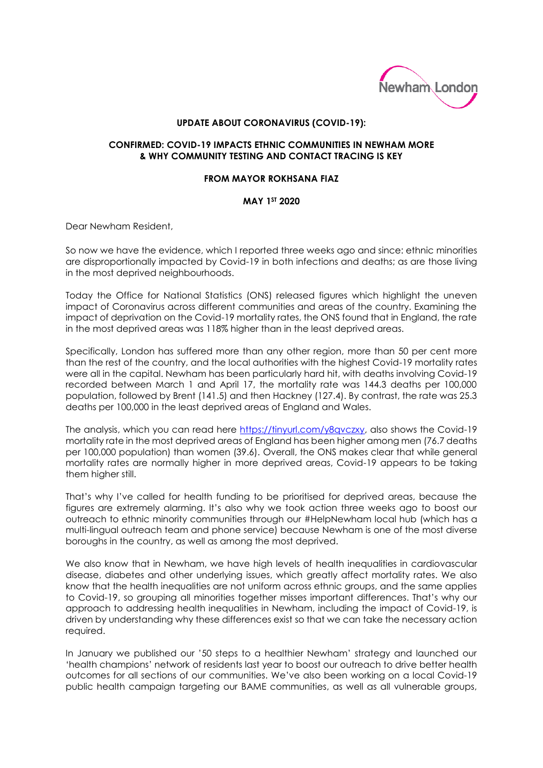Newham London

**UPDATE ABOUT CORONAVIRUS (COVID-19):**

**CONFIRMED: COVID-19 IMPACTS ETHNIC COMMUNITIES IN NEWHAM MORE & WHY COMMUNITY TESTING AND CONTACT TRACING IS KEY**

**FROM MAYOR ROKHSANA FIAZ**

**MAY 1ST 2020**

Dear Newham Resident,

So now we have the evidence, which I reported three weeks ago and since: ethnic minorities are disproportionally impacted by Covid-19 in both infections and deaths; as are those living in the most deprived neighbourhoods.

Today the Office for National Statistics (ONS) released figures which highlight the uneven impact of Coronavirus across different communities and areas of the country. Examining the impact of deprivation on the Covid-19 mortality rates, the ONS found that in England, the rate in the most deprived areas was 118% higher than in the least deprived areas.

Specifically, London has suffered more than any other region, more than 50 per cent more than the rest of the country, and the local authorities with the highest Covid-19 mortality rates were all in the capital. Newham has been particularly hard hit, with deaths involving Covid-19 recorded between March 1 and April 17, the mortality rate was 144.3 deaths per 100,000 population, followed by Brent (141.5) and then Hackney (127.4). By contrast, the rate was 25.3 deaths per 100,000 in the least deprived areas of England and Wales.

The analysis, which you can read here https://tinyurl.com/y8qvczxy, also shows the Covid-19 mortality rate in the most deprived areas of England has been higher among men (76.7 deaths per 100,000 population) than women (39.6). Overall, the ONS makes clear that while general mortality rates are normally higher in more deprived areas, Covid-19 appears to be taking them higher still.

That's why I've called for health funding to be prioritised for deprived areas, because the figures are extremely alarming. It's also why we took action three weeks ago to boost our outreach to ethnic minority communities through our #HelpNewham local hub (which has a multi-lingual outreach team and phone service) because Newham is one of the most diverse boroughs in the country, as well as among the most deprived.

We also know that in Newham, we have high levels of health inequalities in cardiovascular disease, diabetes and other underlying issues, which greatly affect mortality rates. We also know that the health inequalities are not uniform across ethnic groups, and the same applies to Covid-19, so grouping all minorities together misses important differences. That's why our approach to addressing health inequalities in Newham, including the impact of Covid-19, is driven by understanding why these differences exist so that we can take the necessary action required.

In January we published our '50 steps to a healthier Newham' strategy and launched our 'health champions' network of residents last year to boost our outreach to drive better health outcomes for all sections of our communities. We've also been working on a local Covid-19 public health campaign targeting our BAME communities, as well as all vulnerable groups,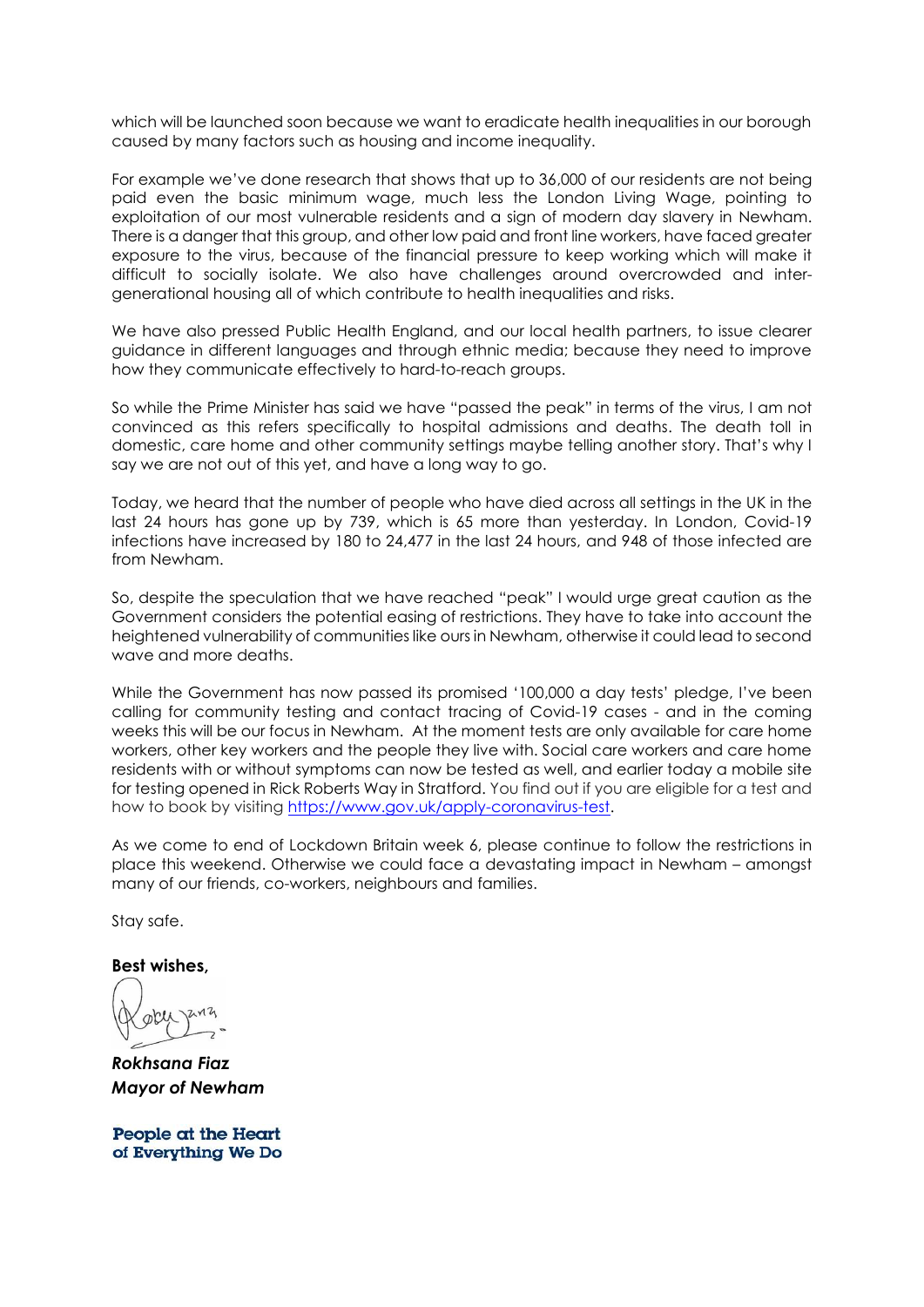which will be launched soon because we want to eradicate health inequalities in our borough caused by many factors such as housing and income inequality.

For example we've done research that shows that up to 36,000 of our residents are not being paid even the basic minimum wage, much less the London Living Wage, pointing to exploitation of our most vulnerable residents and a sign of modern day slavery in Newham. There is a danger that this group, and other low paid and front line workers, have faced greater exposure to the virus, because of the financial pressure to keep working which will make it difficult to socially isolate. We also have challenges around overcrowded and inter-generational housing all of which contribute to health inequalities and risks.

We have also pressed Public Health England, and our local health partners, to issue clearer guidance in different languages and through ethnic media; because they need to improve how they communicate effectively to hard-to-reach groups.

So while the Prime Minister has said we have "passed the peak" in terms of the virus, I am not convinced as this refers specifically to hospital admissions and deaths. The death toll in domestic, care home and other community settings maybe telling another story. That's why I say we are not out of this yet, and have a long way to go.

Today, we heard that the number of people who have died across all settings in the UK in the last 24 hours has gone up by 739, which is 65 more than yesterday. In London, Covid-19 infections have increased by 180 to 24,477 in the last 24 hours, and 948 of those infected are from Newham.

So, despite the speculation that we have reached "peak" I would urge great caution as the Government considers the potential easing of restrictions. They have to take into account the heightened vulnerability of communities like ours in Newham, otherwise it could lead to second wave and more deaths.

While the Government has now passed its promised '100,000 a day tests' pledge, I've been calling for community testing and contact tracing of Covid-19 cases - and in the coming weeks this will be our focus in Newham. At the moment tests are only available for care home workers, other key workers and the people they live with. Social care workers and care home residents with or without symptoms can now be tested as well, and earlier today a mobile site for testing opened in Rick Roberts Way in Stratford. You find out if you are eligible for a test and how to book by visiting [https://www.gov.uk/apply-coronavirus-test](https://www.gov.uk/apply-coronavirus-test).

As we come to end of Lockdown Britain week 6, please continue to follow the restrictions in place this weekend. Otherwise we could face a devastating impact in Newham – amongst many of our friends, co-workers, neighbours and families.

Stay safe.

**Best wishes,**

***Rokhsana Fiaz***
***Mayor of Newham***

**People at the Heart of Everything We Do**